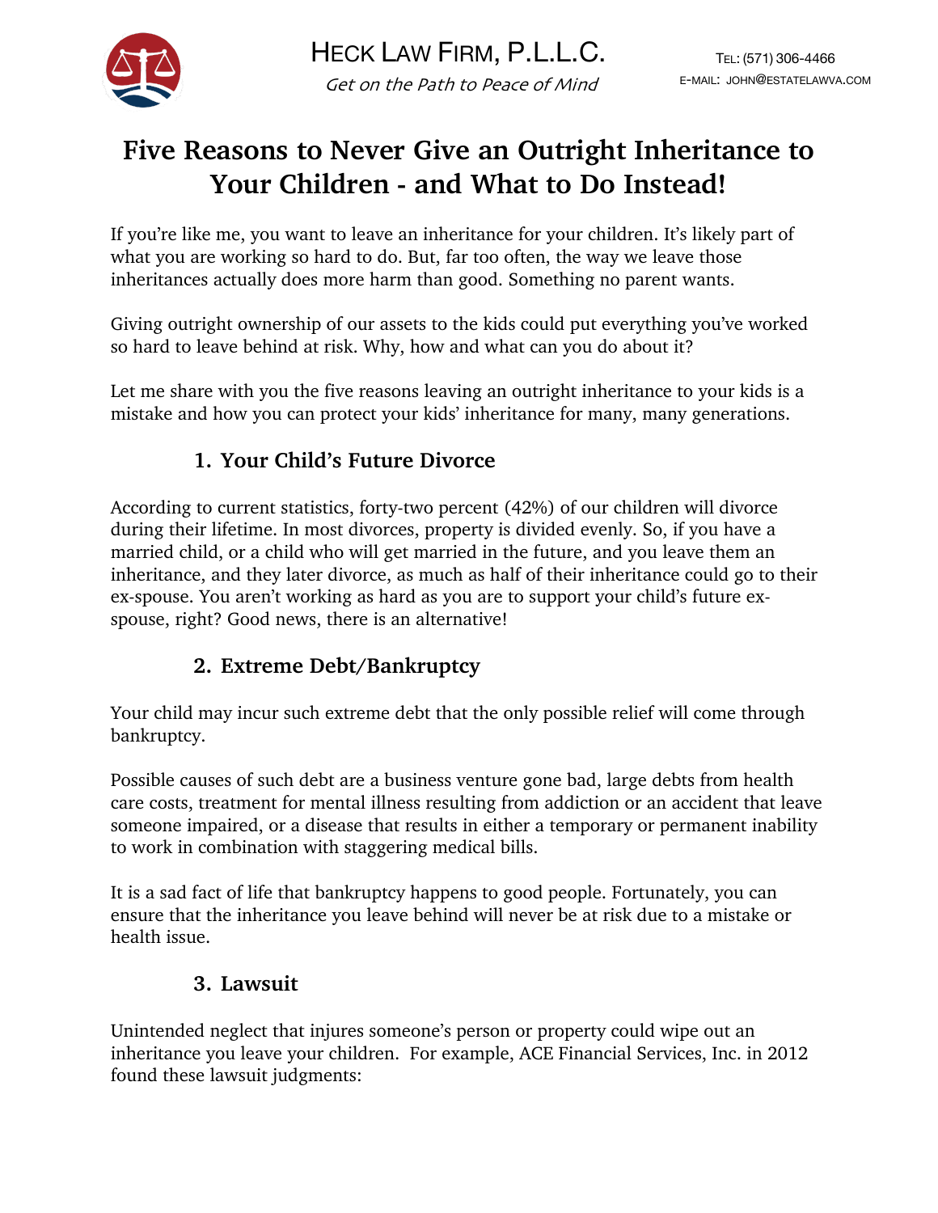Heck Law Firm, P.L.L.C.

*Get on the Path to Peace of Mind*

Tel: (571) 306-4466
E-mail: john@estatelawva.com

# Five Reasons to Never Give an Outright Inheritance to Your Children - and What to Do Instead!

If you're like me, you want to leave an inheritance for your children. It's likely part of what you are working so hard to do. But, far too often, the way we leave those inheritances actually does more harm than good. Something no parent wants.

Giving outright ownership of our assets to the kids could put everything you've worked so hard to leave behind at risk. Why, how and what can you do about it?

Let me share with you the five reasons leaving an outright inheritance to your kids is a mistake and how you can protect your kids' inheritance for many, many generations.

## 1. Your Child's Future Divorce

According to current statistics, forty-two percent (42%) of our children will divorce during their lifetime. In most divorces, property is divided evenly. So, if you have a married child, or a child who will get married in the future, and you leave them an inheritance, and they later divorce, as much as half of their inheritance could go to their ex-spouse. You aren't working as hard as you are to support your child's future ex-spouse, right? Good news, there is an alternative!

## 2. Extreme Debt/Bankruptcy

Your child may incur such extreme debt that the only possible relief will come through bankruptcy.

Possible causes of such debt are a business venture gone bad, large debts from health care costs, treatment for mental illness resulting from addiction or an accident that leave someone impaired, or a disease that results in either a temporary or permanent inability to work in combination with staggering medical bills.

It is a sad fact of life that bankruptcy happens to good people. Fortunately, you can ensure that the inheritance you leave behind will never be at risk due to a mistake or health issue.

## 3. Lawsuit

Unintended neglect that injures someone's person or property could wipe out an inheritance you leave your children. For example, ACE Financial Services, Inc. in 2012 found these lawsuit judgments: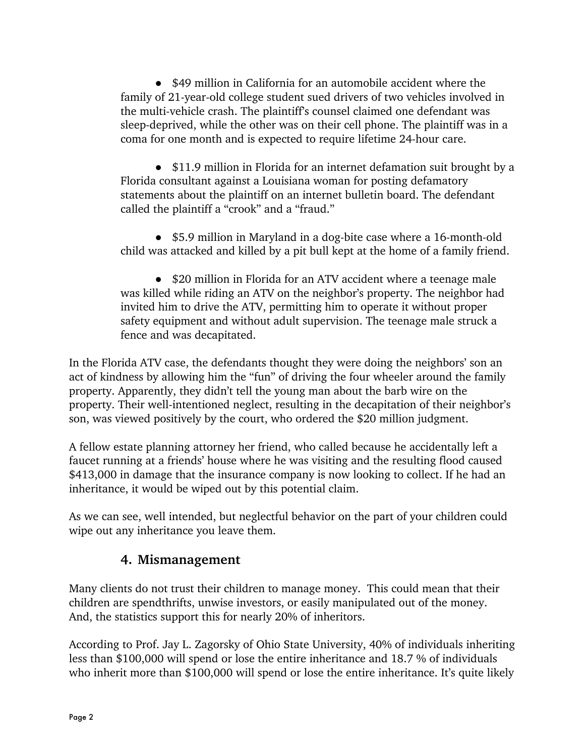- $49 million in California for an automobile accident where the family of 21-year-old college student sued drivers of two vehicles involved in the multi-vehicle crash. The plaintiff's counsel claimed one defendant was sleep-deprived, while the other was on their cell phone. The plaintiff was in a coma for one month and is expected to require lifetime 24-hour care.

- $11.9 million in Florida for an internet defamation suit brought by a Florida consultant against a Louisiana woman for posting defamatory statements about the plaintiff on an internet bulletin board. The defendant called the plaintiff a "crook" and a "fraud."

- $5.9 million in Maryland in a dog-bite case where a 16-month-old child was attacked and killed by a pit bull kept at the home of a family friend.

- $20 million in Florida for an ATV accident where a teenage male was killed while riding an ATV on the neighbor's property. The neighbor had invited him to drive the ATV, permitting him to operate it without proper safety equipment and without adult supervision. The teenage male struck a fence and was decapitated.

In the Florida ATV case, the defendants thought they were doing the neighbors' son an act of kindness by allowing him the "fun" of driving the four wheeler around the family property. Apparently, they didn't tell the young man about the barb wire on the property. Their well-intentioned neglect, resulting in the decapitation of their neighbor's son, was viewed positively by the court, who ordered the $20 million judgment.

A fellow estate planning attorney her friend, who called because he accidentally left a faucet running at a friends' house where he was visiting and the resulting flood caused $413,000 in damage that the insurance company is now looking to collect. If he had an inheritance, it would be wiped out by this potential claim.

As we can see, well intended, but neglectful behavior on the part of your children could wipe out any inheritance you leave them.

### 4. Mismanagement

Many clients do not trust their children to manage money. This could mean that their children are spendthrifts, unwise investors, or easily manipulated out of the money. And, the statistics support this for nearly 20% of inheritors.

According to Prof. Jay L. Zagorsky of Ohio State University, 40% of individuals inheriting less than $100,000 will spend or lose the entire inheritance and 18.7 % of individuals who inherit more than $100,000 will spend or lose the entire inheritance. It's quite likely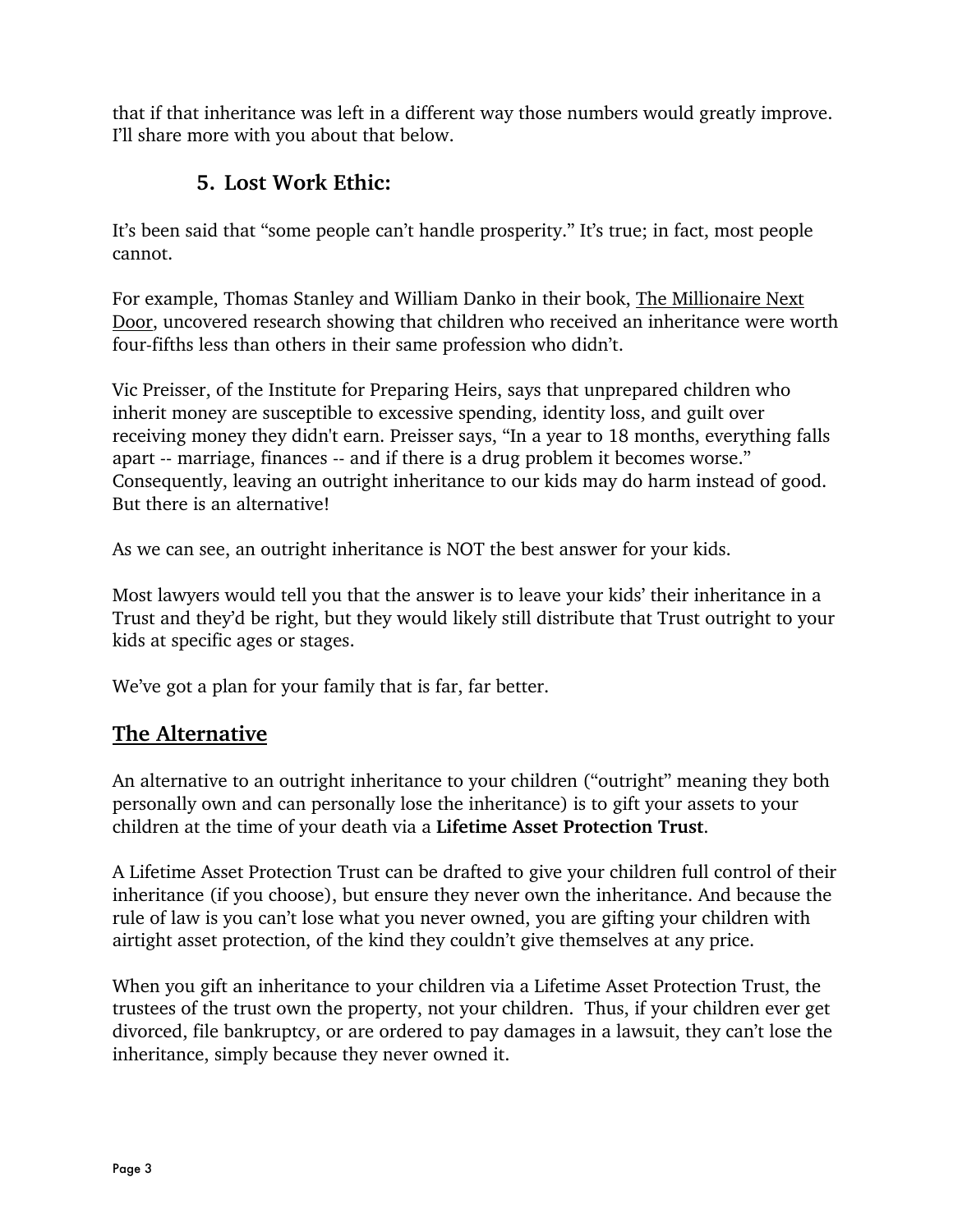that if that inheritance was left in a different way those numbers would greatly improve. I'll share more with you about that below.

### 5. Lost Work Ethic:

It's been said that "some people can't handle prosperity." It's true; in fact, most people cannot.

For example, Thomas Stanley and William Danko in their book, The Millionaire Next Door, uncovered research showing that children who received an inheritance were worth four-fifths less than others in their same profession who didn't.

Vic Preisser, of the Institute for Preparing Heirs, says that unprepared children who inherit money are susceptible to excessive spending, identity loss, and guilt over receiving money they didn't earn. Preisser says, "In a year to 18 months, everything falls apart -- marriage, finances -- and if there is a drug problem it becomes worse." Consequently, leaving an outright inheritance to our kids may do harm instead of good. But there is an alternative!

As we can see, an outright inheritance is NOT the best answer for your kids.

Most lawyers would tell you that the answer is to leave your kids' their inheritance in a Trust and they'd be right, but they would likely still distribute that Trust outright to your kids at specific ages or stages.

We've got a plan for your family that is far, far better.

## The Alternative

An alternative to an outright inheritance to your children ("outright" meaning they both personally own and can personally lose the inheritance) is to gift your assets to your children at the time of your death via a **Lifetime Asset Protection Trust**.

A Lifetime Asset Protection Trust can be drafted to give your children full control of their inheritance (if you choose), but ensure they never own the inheritance. And because the rule of law is you can't lose what you never owned, you are gifting your children with airtight asset protection, of the kind they couldn't give themselves at any price.

When you gift an inheritance to your children via a Lifetime Asset Protection Trust, the trustees of the trust own the property, not your children. Thus, if your children ever get divorced, file bankruptcy, or are ordered to pay damages in a lawsuit, they can't lose the inheritance, simply because they never owned it.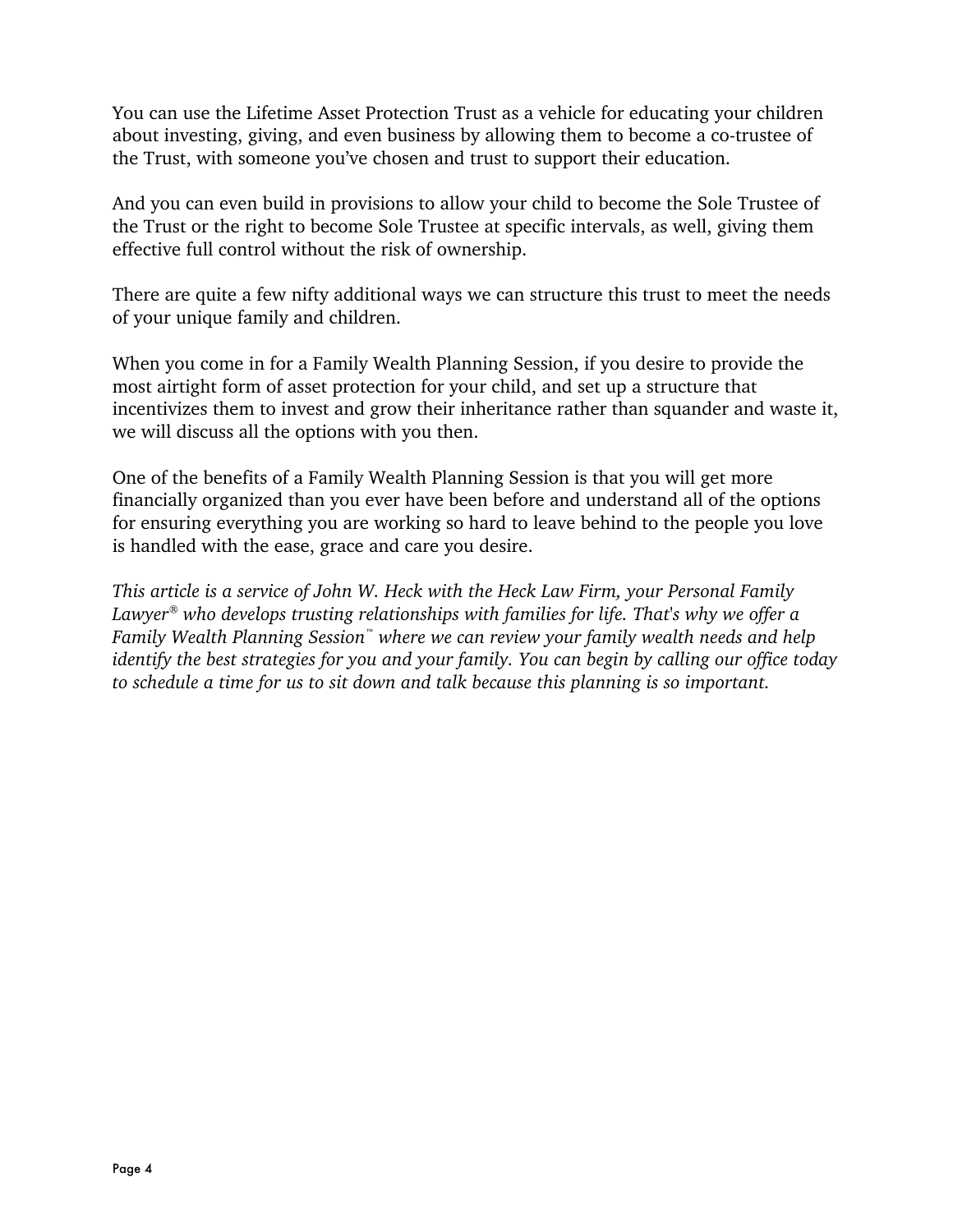You can use the Lifetime Asset Protection Trust as a vehicle for educating your children about investing, giving, and even business by allowing them to become a co-trustee of the Trust, with someone you've chosen and trust to support their education.

And you can even build in provisions to allow your child to become the Sole Trustee of the Trust or the right to become Sole Trustee at specific intervals, as well, giving them effective full control without the risk of ownership.

There are quite a few nifty additional ways we can structure this trust to meet the needs of your unique family and children.

When you come in for a Family Wealth Planning Session, if you desire to provide the most airtight form of asset protection for your child, and set up a structure that incentivizes them to invest and grow their inheritance rather than squander and waste it, we will discuss all the options with you then.

One of the benefits of a Family Wealth Planning Session is that you will get more financially organized than you ever have been before and understand all of the options for ensuring everything you are working so hard to leave behind to the people you love is handled with the ease, grace and care you desire.

*This article is a service of John W. Heck with the Heck Law Firm, your Personal Family Lawyer® who develops trusting relationships with families for life. That's why we offer a Family Wealth Planning Session™ where we can review your family wealth needs and help identify the best strategies for you and your family. You can begin by calling our office today to schedule a time for us to sit down and talk because this planning is so important.*